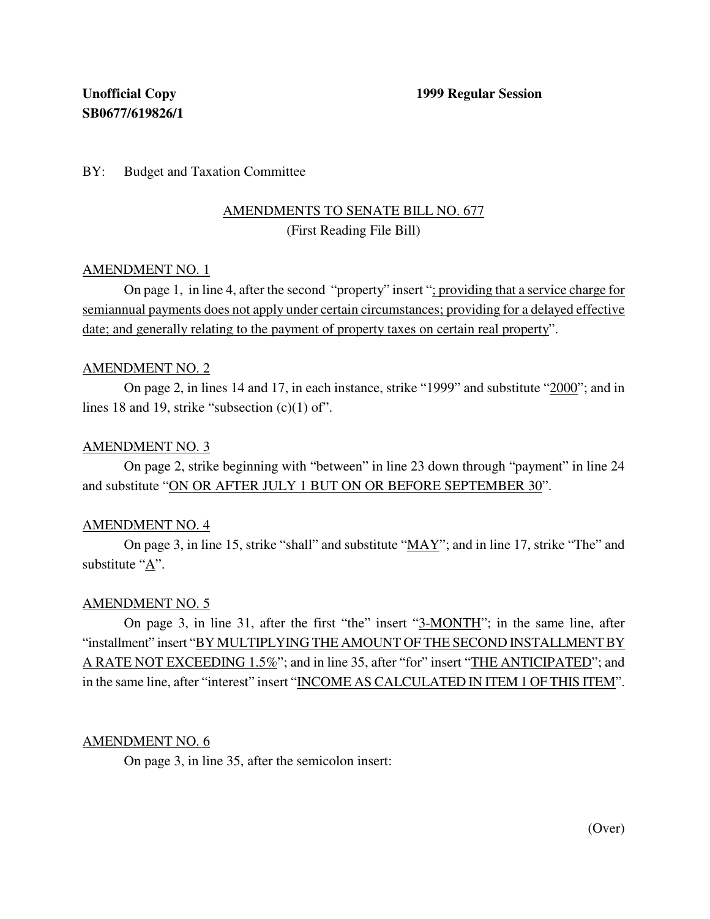**Unofficial Copy** **1999 Regular Session**
**SB0677/619826/1**

BY: Budget and Taxation Committee

AMENDMENTS TO SENATE BILL NO. 677
(First Reading File Bill)

AMENDMENT NO. 1

On page 1, in line 4, after the second "property" insert "; providing that a service charge for semiannual payments does not apply under certain circumstances; providing for a delayed effective date; and generally relating to the payment of property taxes on certain real property".

AMENDMENT NO. 2

On page 2, in lines 14 and 17, in each instance, strike "1999" and substitute "2000"; and in lines 18 and 19, strike "subsection (c)(1) of".

AMENDMENT NO. 3

On page 2, strike beginning with "between" in line 23 down through "payment" in line 24 and substitute "ON OR AFTER JULY 1 BUT ON OR BEFORE SEPTEMBER 30".

AMENDMENT NO. 4

On page 3, in line 15, strike "shall" and substitute "MAY"; and in line 17, strike "The" and substitute "A".

AMENDMENT NO. 5

On page 3, in line 31, after the first "the" insert "3-MONTH"; in the same line, after "installment" insert "BY MULTIPLYING THE AMOUNT OF THE SECOND INSTALLMENT BY A RATE NOT EXCEEDING 1.5%"; and in line 35, after "for" insert "THE ANTICIPATED"; and in the same line, after "interest" insert "INCOME AS CALCULATED IN ITEM 1 OF THIS ITEM".

AMENDMENT NO. 6

On page 3, in line 35, after the semicolon insert:

(Over)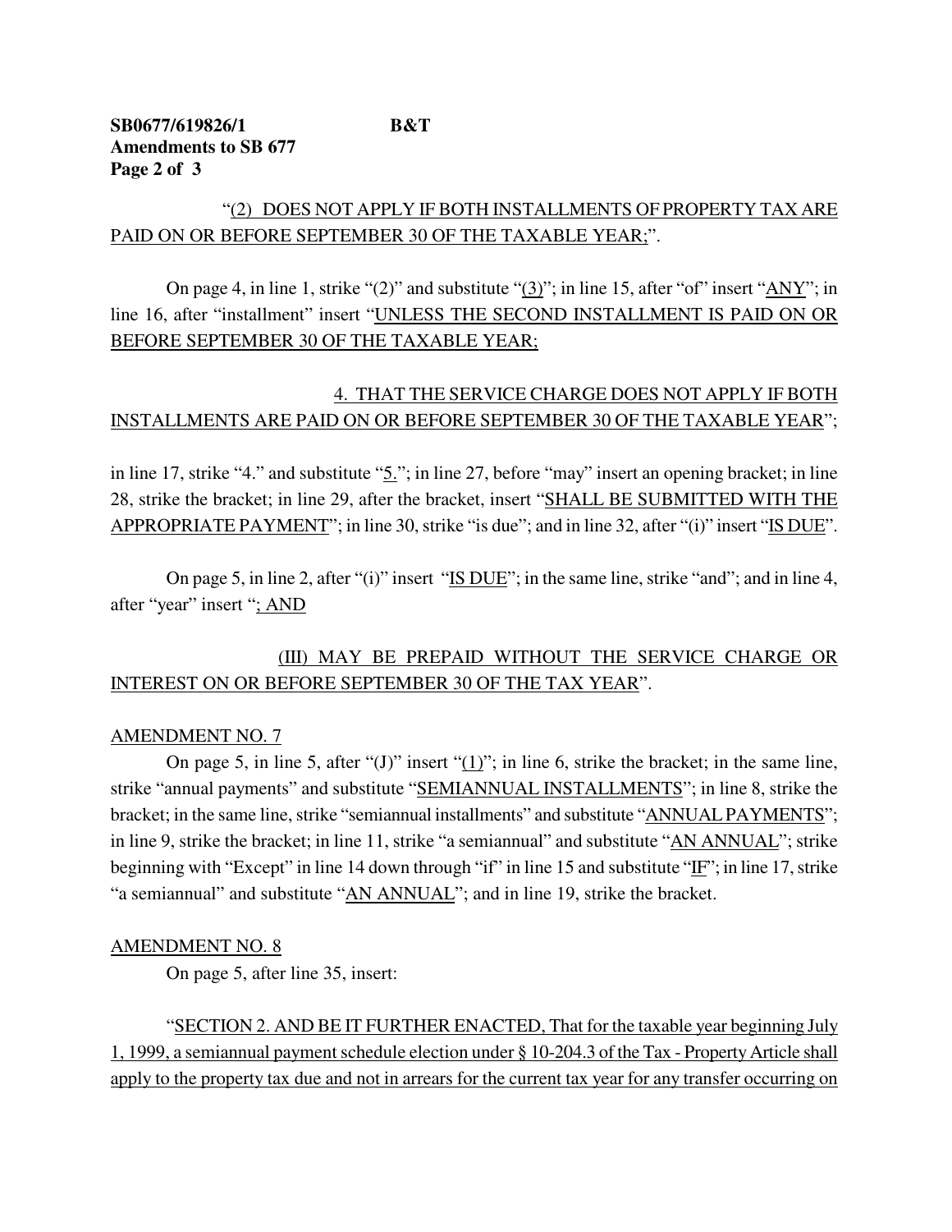“(2) DOES NOT APPLY IF BOTH INSTALLMENTS OF PROPERTY TAX ARE PAID ON OR BEFORE SEPTEMBER 30 OF THE TAXABLE YEAR;”.

On page 4, in line 1, strike “(2)” and substitute “(3)”; in line 15, after “of” insert “ANY”; in line 16, after “installment” insert “UNLESS THE SECOND INSTALLMENT IS PAID ON OR BEFORE SEPTEMBER 30 OF THE TAXABLE YEAR;

4. THAT THE SERVICE CHARGE DOES NOT APPLY IF BOTH INSTALLMENTS ARE PAID ON OR BEFORE SEPTEMBER 30 OF THE TAXABLE YEAR”;

in line 17, strike “4.” and substitute “5.”; in line 27, before “may” insert an opening bracket; in line 28, strike the bracket; in line 29, after the bracket, insert “SHALL BE SUBMITTED WITH THE APPROPRIATE PAYMENT”; in line 30, strike “is due”; and in line 32, after “(i)” insert “IS DUE”.

On page 5, in line 2, after “(i)” insert “IS DUE”; in the same line, strike “and”; and in line 4, after “year” insert “; AND

(III) MAY BE PREPAID WITHOUT THE SERVICE CHARGE OR INTEREST ON OR BEFORE SEPTEMBER 30 OF THE TAX YEAR”.

AMENDMENT NO. 7

On page 5, in line 5, after “(J)” insert “(1)”; in line 6, strike the bracket; in the same line, strike “annual payments” and substitute “SEMIANNUAL INSTALLMENTS”; in line 8, strike the bracket; in the same line, strike “semiannual installments” and substitute “ANNUAL PAYMENTS”; in line 9, strike the bracket; in line 11, strike “a semiannual” and substitute “AN ANNUAL”; strike beginning with “Except” in line 14 down through “if” in line 15 and substitute “IF”; in line 17, strike “a semiannual” and substitute “AN ANNUAL”; and in line 19, strike the bracket.

AMENDMENT NO. 8

On page 5, after line 35, insert:

“SECTION 2. AND BE IT FURTHER ENACTED, That for the taxable year beginning July 1, 1999, a semiannual payment schedule election under § 10-204.3 of the Tax - Property Article shall apply to the property tax due and not in arrears for the current tax year for any transfer occurring on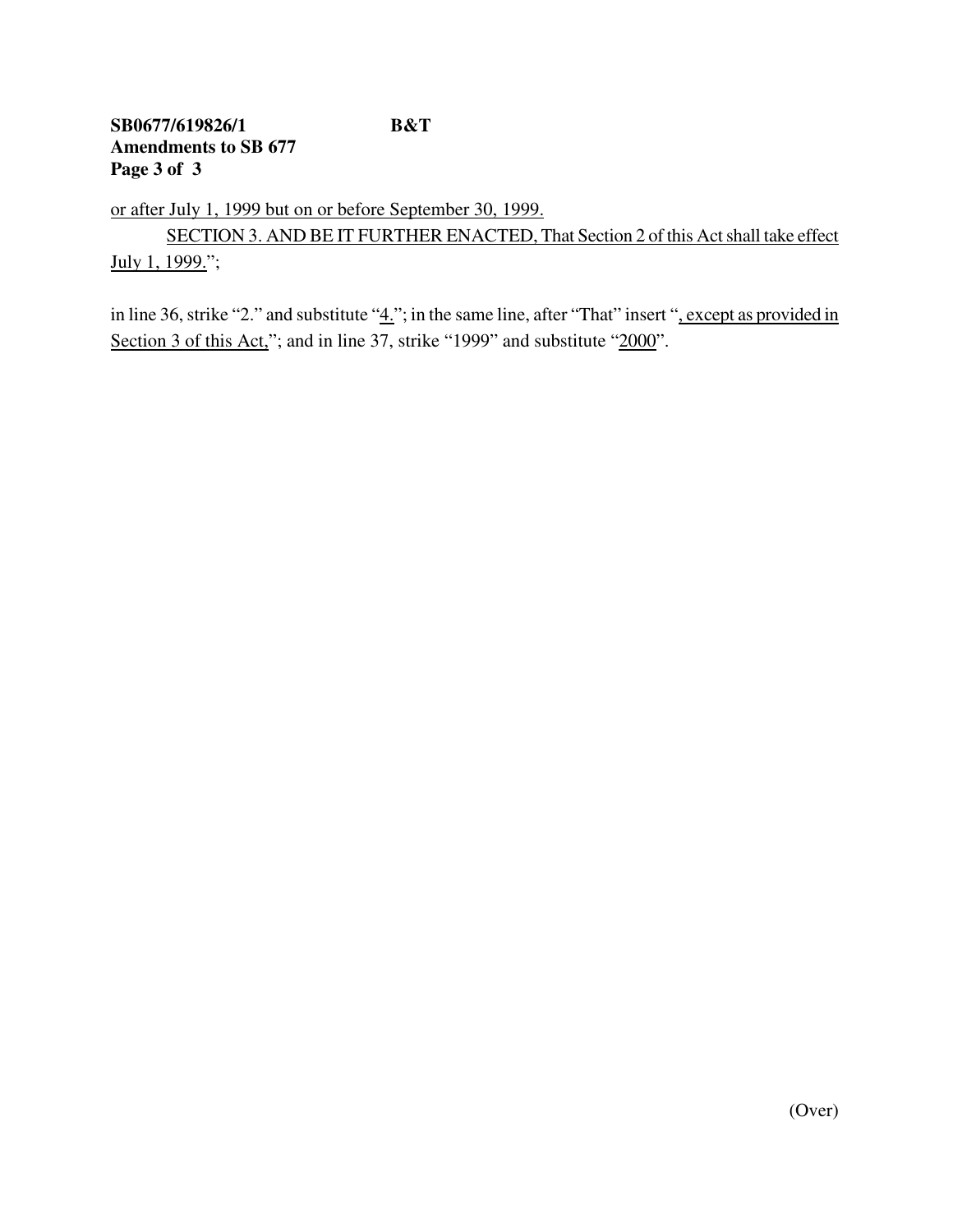**SB0677/619826/1** **B&T**
**Amendments to SB 677**

<u>or after July 1, 1999 but on or before September 30, 1999.</u>

<u>SECTION 3. AND BE IT FURTHER ENACTED, That Section 2 of this Act shall take effect July 1, 1999.</u>";

in line 36, strike "2." and substitute "<u>4.</u>"; in the same line, after "That" insert "<u>, except as provided in Section 3 of this Act,</u>"; and in line 37, strike "1999" and substitute "<u>2000</u>".

(Over)